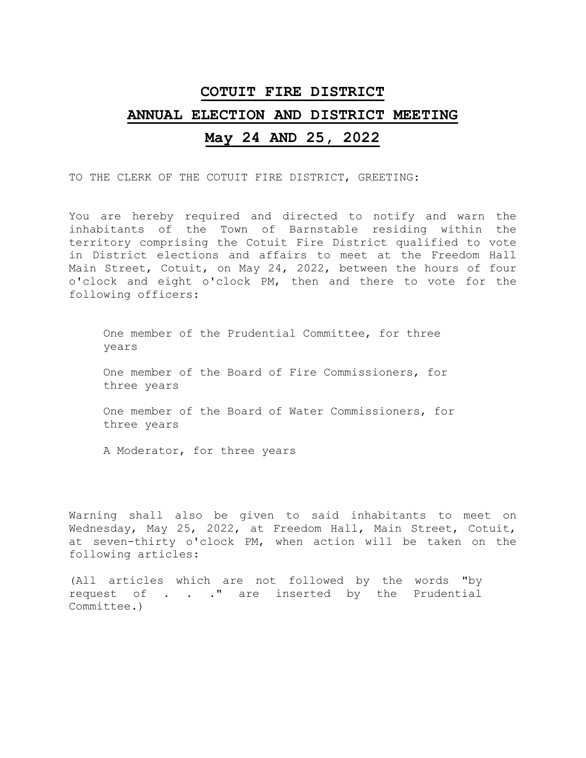# COTUIT FIRE DISTRICT

# ANNUAL ELECTION AND DISTRICT MEETING

# May 24 AND 25, 2022

TO THE CLERK OF THE COTUIT FIRE DISTRICT, GREETING:

You are hereby required and directed to notify and warn the inhabitants of the Town of Barnstable residing within the territory comprising the Cotuit Fire District qualified to vote in District elections and affairs to meet at the Freedom Hall Main Street, Cotuit, on May 24, 2022, between the hours of four o'clock and eight o'clock PM, then and there to vote for the following officers:

> One member of the Prudential Committee, for three years
>
> One member of the Board of Fire Commissioners, for three years
>
> One member of the Board of Water Commissioners, for three years
>
> A Moderator, for three years

Warning shall also be given to said inhabitants to meet on Wednesday, May 25, 2022, at Freedom Hall, Main Street, Cotuit, at seven-thirty o'clock PM, when action will be taken on the following articles:

(All articles which are not followed by the words "by request of . . ." are inserted by the Prudential Committee.)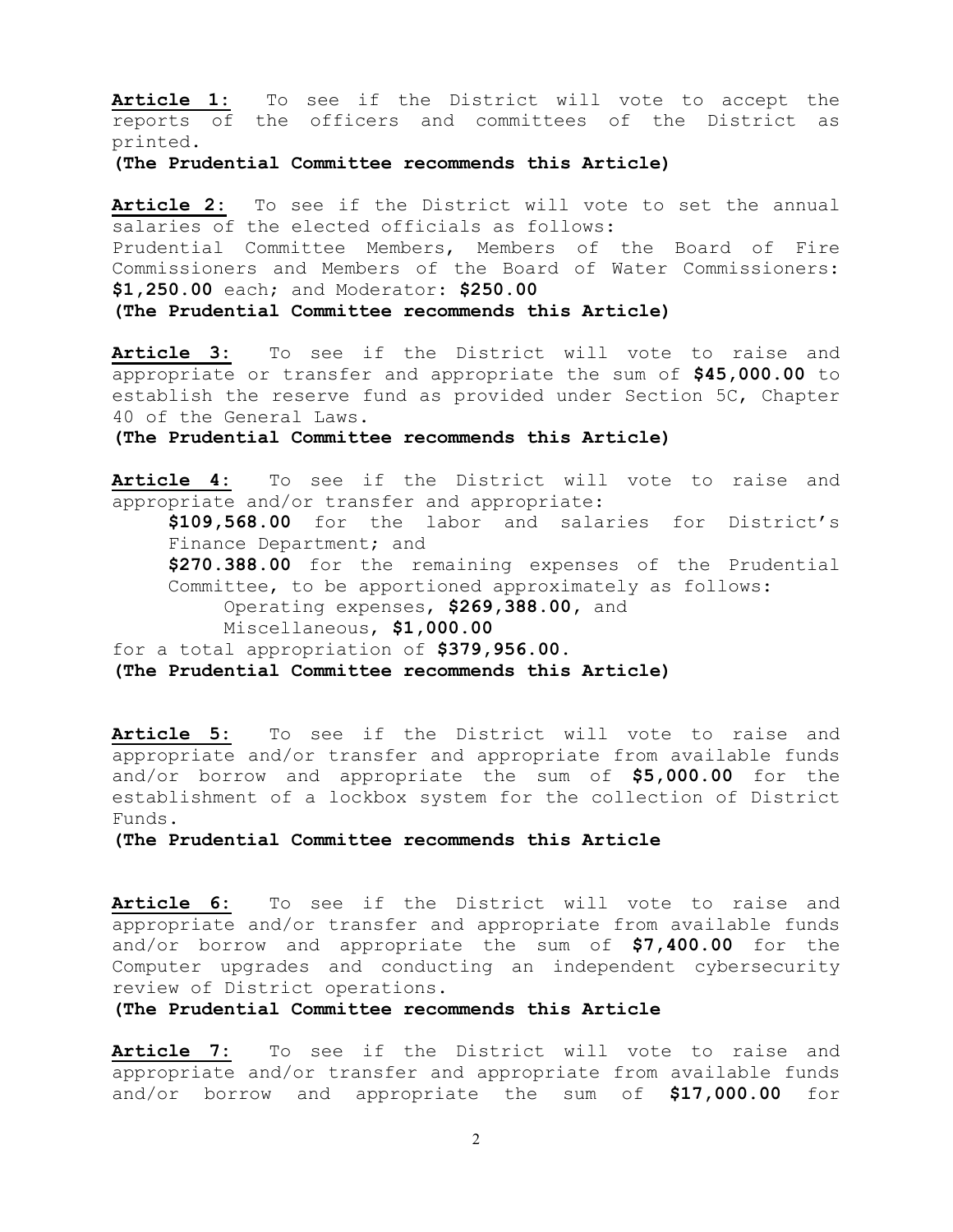**Article 1:** To see if the District will vote to accept the reports of the officers and committees of the District as printed.

**(The Prudential Committee recommends this Article)**

**Article 2:** To see if the District will vote to set the annual salaries of the elected officials as follows:
Prudential Committee Members, Members of the Board of Fire Commissioners and Members of the Board of Water Commissioners: **$1,250.00** each; and Moderator: **$250.00**

**(The Prudential Committee recommends this Article)**

**Article 3:** To see if the District will vote to raise and appropriate or transfer and appropriate the sum of **$45,000.00** to establish the reserve fund as provided under Section 5C, Chapter 40 of the General Laws.

**(The Prudential Committee recommends this Article)**

**Article 4:** To see if the District will vote to raise and appropriate and/or transfer and appropriate:

**$109,568.00** for the labor and salaries for District's Finance Department; and

**$270.388.00** for the remaining expenses of the Prudential Committee, to be apportioned approximately as follows:

Operating expenses, **$269,388.00**, and

Miscellaneous, **$1,000.00**

for a total appropriation of **$379,956.00.**

**(The Prudential Committee recommends this Article)**

**Article 5:** To see if the District will vote to raise and appropriate and/or transfer and appropriate from available funds and/or borrow and appropriate the sum of **$5,000.00** for the establishment of a lockbox system for the collection of District Funds.

**(The Prudential Committee recommends this Article**

**Article 6:** To see if the District will vote to raise and appropriate and/or transfer and appropriate from available funds and/or borrow and appropriate the sum of **$7,400.00** for the Computer upgrades and conducting an independent cybersecurity review of District operations.

**(The Prudential Committee recommends this Article**

**Article 7:** To see if the District will vote to raise and appropriate and/or transfer and appropriate from available funds and/or borrow and appropriate the sum of **$17,000.00** for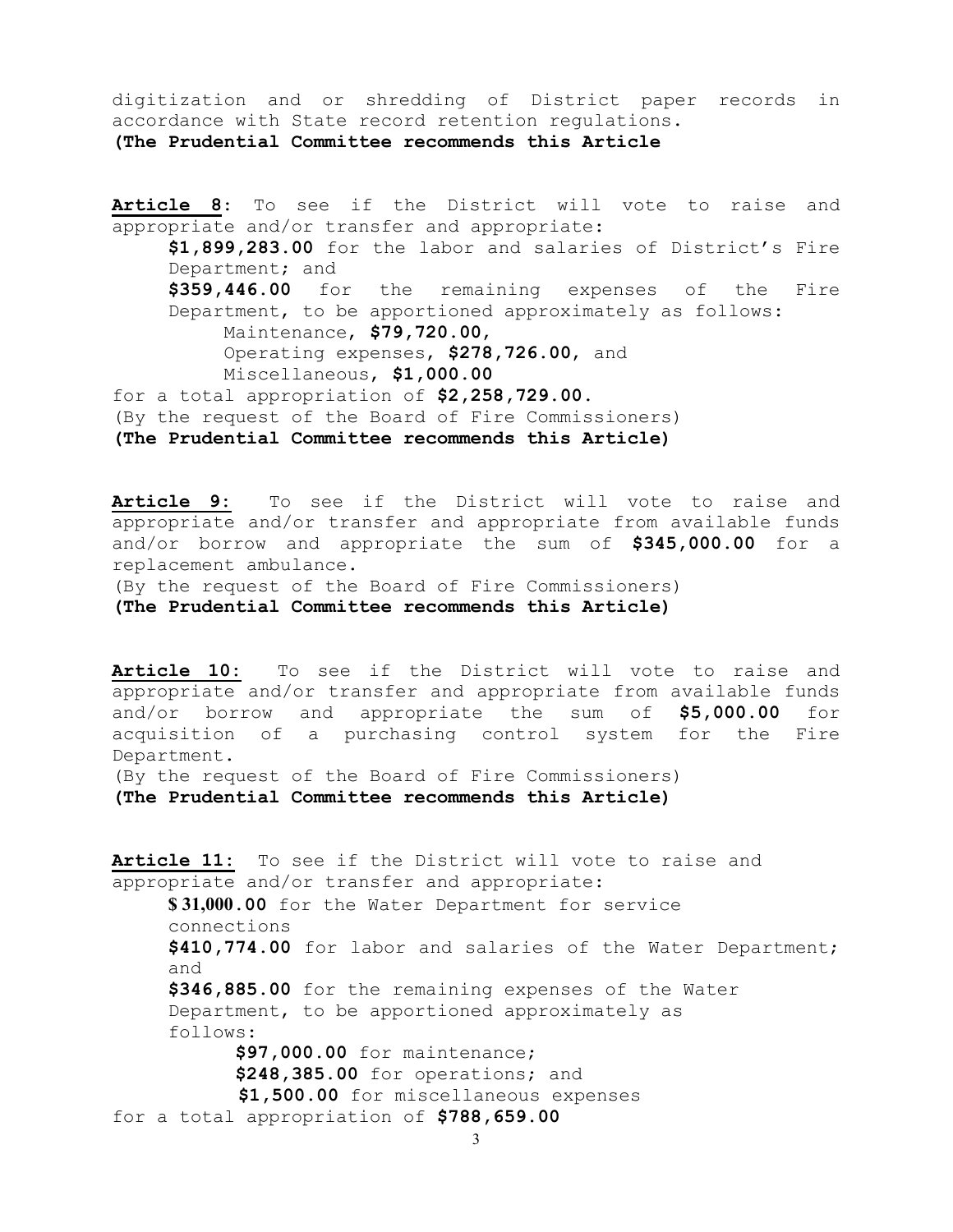digitization and or shredding of District paper records in accordance with State record retention regulations.
**(The Prudential Committee recommends this Article**

**Article 8**: To see if the District will vote to raise and appropriate and/or transfer and appropriate:

**$1,899,283.00** for the labor and salaries of District's Fire Department; and

**$359,446.00** for the remaining expenses of the Fire Department, to be apportioned approximately as follows:

Maintenance, **$79,720.00**,
Operating expenses, **$278,726.00**, and
Miscellaneous, **$1,000.00**

for a total appropriation of **$2,258,729.00.**
(By the request of the Board of Fire Commissioners)
**(The Prudential Committee recommends this Article)**

**Article 9:** To see if the District will vote to raise and appropriate and/or transfer and appropriate from available funds and/or borrow and appropriate the sum of **$345,000.00** for a replacement ambulance.
(By the request of the Board of Fire Commissioners)
**(The Prudential Committee recommends this Article)**

**Article 10:** To see if the District will vote to raise and appropriate and/or transfer and appropriate from available funds and/or borrow and appropriate the sum of **$5,000.00** for acquisition of a purchasing control system for the Fire Department.
(By the request of the Board of Fire Commissioners)
**(The Prudential Committee recommends this Article)**

**Article 11:** To see if the District will vote to raise and appropriate and/or transfer and appropriate:

**$ 31,000.00** for the Water Department for service connections

**$410,774.00** for labor and salaries of the Water Department; and

**$346,885.00** for the remaining expenses of the Water Department, to be apportioned approximately as follows:

**$97,000.00** for maintenance;
**$248,385.00** for operations; and
**$1,500.00** for miscellaneous expenses

for a total appropriation of **$788,659.00**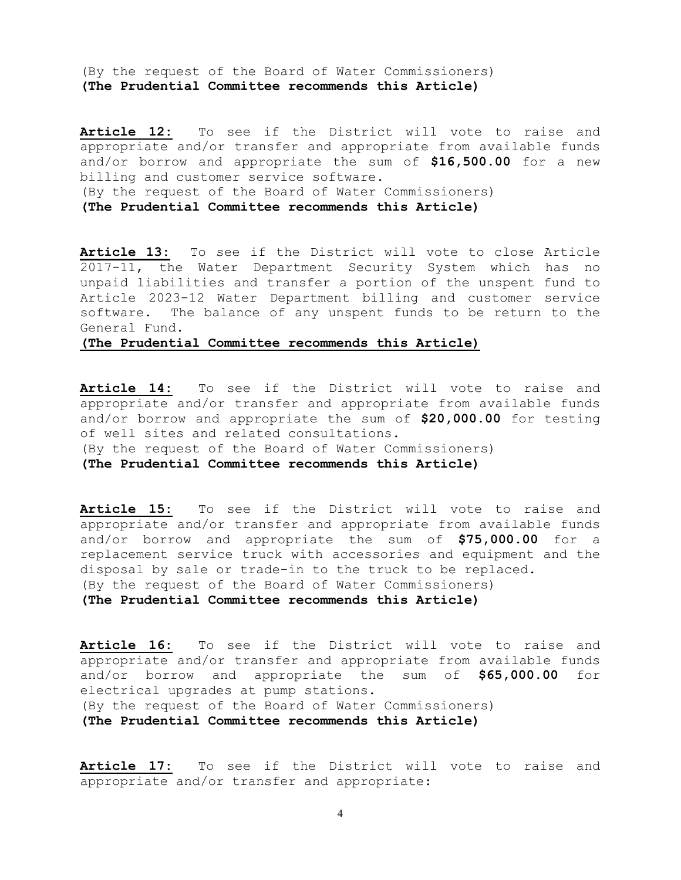(By the request of the Board of Water Commissioners)
**(The Prudential Committee recommends this Article)**

**Article 12:** To see if the District will vote to raise and appropriate and/or transfer and appropriate from available funds and/or borrow and appropriate the sum of **$16,500.00** for a new billing and customer service software.
(By the request of the Board of Water Commissioners)
**(The Prudential Committee recommends this Article)**

**Article 13:** To see if the District will vote to close Article 2017-11, the Water Department Security System which has no unpaid liabilities and transfer a portion of the unspent fund to Article 2023-12 Water Department billing and customer service software. The balance of any unspent funds to be return to the General Fund.
**(The Prudential Committee recommends this Article)**

**Article 14:** To see if the District will vote to raise and appropriate and/or transfer and appropriate from available funds and/or borrow and appropriate the sum of **$20,000.00** for testing of well sites and related consultations.
(By the request of the Board of Water Commissioners)
**(The Prudential Committee recommends this Article)**

**Article 15:** To see if the District will vote to raise and appropriate and/or transfer and appropriate from available funds and/or borrow and appropriate the sum of **$75,000.00** for a replacement service truck with accessories and equipment and the disposal by sale or trade-in to the truck to be replaced.
(By the request of the Board of Water Commissioners)
**(The Prudential Committee recommends this Article)**

**Article 16:** To see if the District will vote to raise and appropriate and/or transfer and appropriate from available funds and/or borrow and appropriate the sum of **$65,000.00** for electrical upgrades at pump stations.
(By the request of the Board of Water Commissioners)
**(The Prudential Committee recommends this Article)**

**Article 17:** To see if the District will vote to raise and appropriate and/or transfer and appropriate: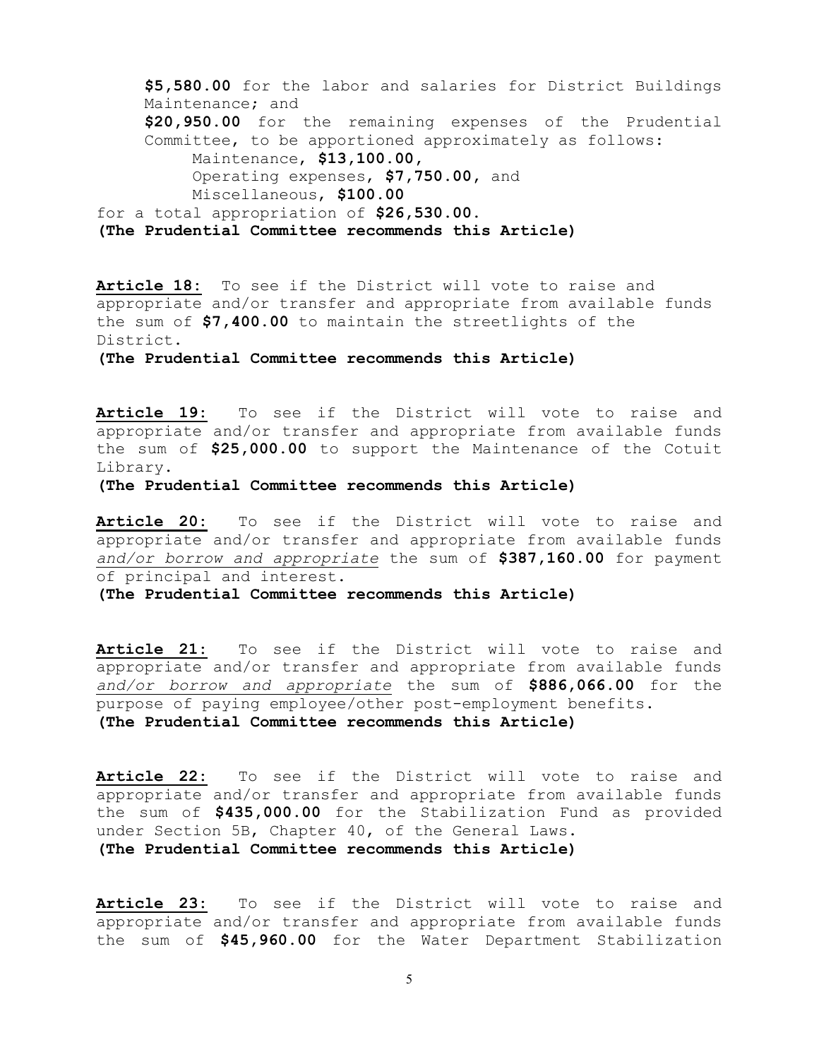**$5,580.00** for the labor and salaries for District Buildings Maintenance; and
**$20,950.00** for the remaining expenses of the Prudential Committee, to be apportioned approximately as follows:
Maintenance, **$13,100.00**,
Operating expenses, **$7,750.00**, and
Miscellaneous, **$100.00**

for a total appropriation of **$26,530.00.**
**(The Prudential Committee recommends this Article)**

**Article 18:** To see if the District will vote to raise and appropriate and/or transfer and appropriate from available funds the sum of **$7,400.00** to maintain the streetlights of the District.
**(The Prudential Committee recommends this Article)**

**Article 19:** To see if the District will vote to raise and appropriate and/or transfer and appropriate from available funds the sum of **$25,000.00** to support the Maintenance of the Cotuit Library.
**(The Prudential Committee recommends this Article)**

**Article 20:** To see if the District will vote to raise and appropriate and/or transfer and appropriate from available funds *and/or borrow and appropriate* the sum of **$387,160.00** for payment of principal and interest.
**(The Prudential Committee recommends this Article)**

**Article 21:** To see if the District will vote to raise and appropriate and/or transfer and appropriate from available funds *and/or borrow and appropriate* the sum of **$886,066.00** for the purpose of paying employee/other post-employment benefits.
**(The Prudential Committee recommends this Article)**

**Article 22:** To see if the District will vote to raise and appropriate and/or transfer and appropriate from available funds the sum of **$435,000.00** for the Stabilization Fund as provided under Section 5B, Chapter 40, of the General Laws.
**(The Prudential Committee recommends this Article)**

**Article 23:** To see if the District will vote to raise and appropriate and/or transfer and appropriate from available funds the sum of **$45,960.00** for the Water Department Stabilization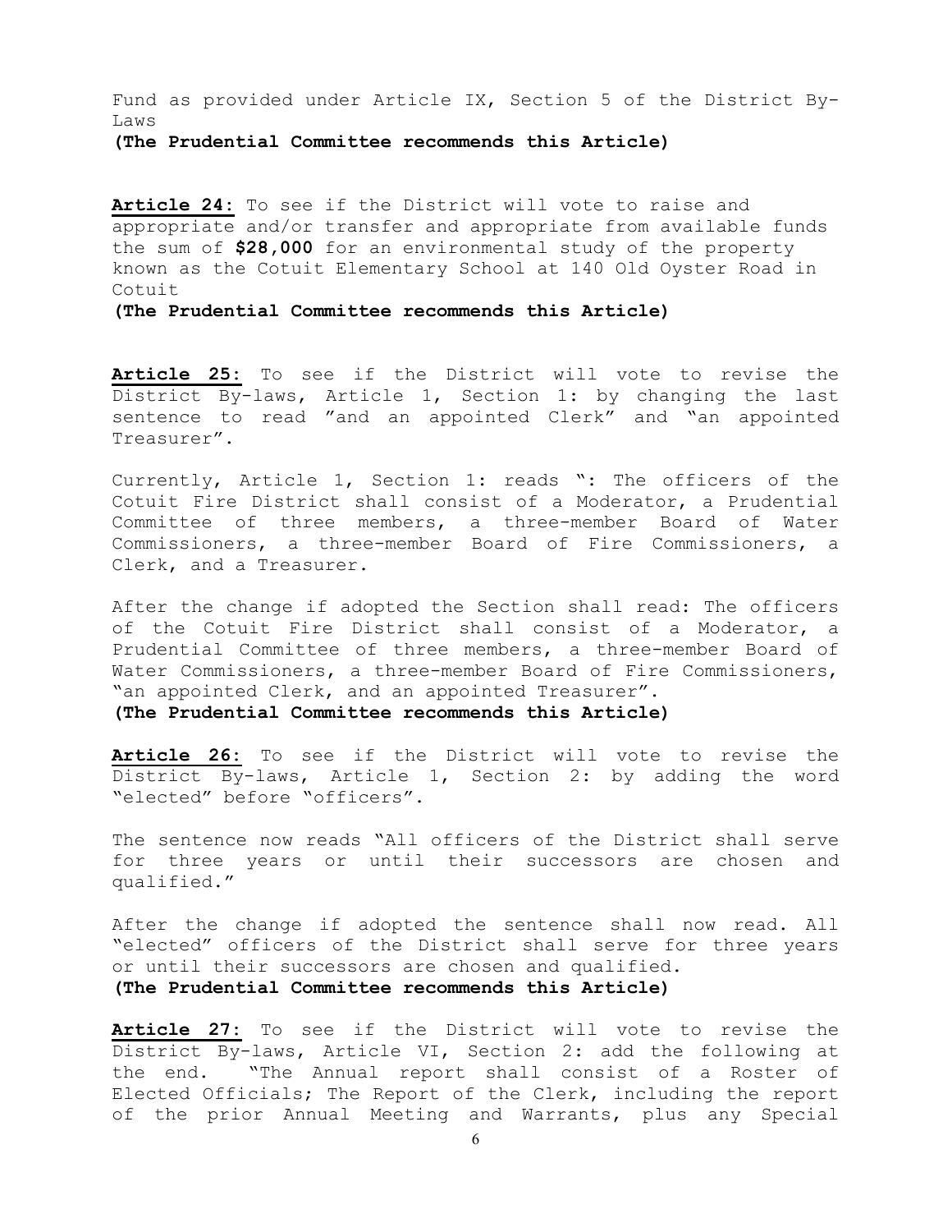Fund as provided under Article IX, Section 5 of the District By-Laws

**(The Prudential Committee recommends this Article)**

**Article 24:** To see if the District will vote to raise and appropriate and/or transfer and appropriate from available funds the sum of **$28,000** for an environmental study of the property known as the Cotuit Elementary School at 140 Old Oyster Road in Cotuit

**(The Prudential Committee recommends this Article)**

**Article 25:** To see if the District will vote to revise the District By-laws, Article 1, Section 1: by changing the last sentence to read "and an appointed Clerk" and "an appointed Treasurer".

Currently, Article 1, Section 1: reads ": The officers of the Cotuit Fire District shall consist of a Moderator, a Prudential Committee of three members, a three-member Board of Water Commissioners, a three-member Board of Fire Commissioners, a Clerk, and a Treasurer.

After the change if adopted the Section shall read: The officers of the Cotuit Fire District shall consist of a Moderator, a Prudential Committee of three members, a three-member Board of Water Commissioners, a three-member Board of Fire Commissioners, "an appointed Clerk, and an appointed Treasurer".

**(The Prudential Committee recommends this Article)**

**Article 26:** To see if the District will vote to revise the District By-laws, Article 1, Section 2: by adding the word "elected" before "officers".

The sentence now reads "All officers of the District shall serve for three years or until their successors are chosen and qualified."

After the change if adopted the sentence shall now read. All "elected" officers of the District shall serve for three years or until their successors are chosen and qualified.

**(The Prudential Committee recommends this Article)**

**Article 27:** To see if the District will vote to revise the District By-laws, Article VI, Section 2: add the following at the end. "The Annual report shall consist of a Roster of Elected Officials; The Report of the Clerk, including the report of the prior Annual Meeting and Warrants, plus any Special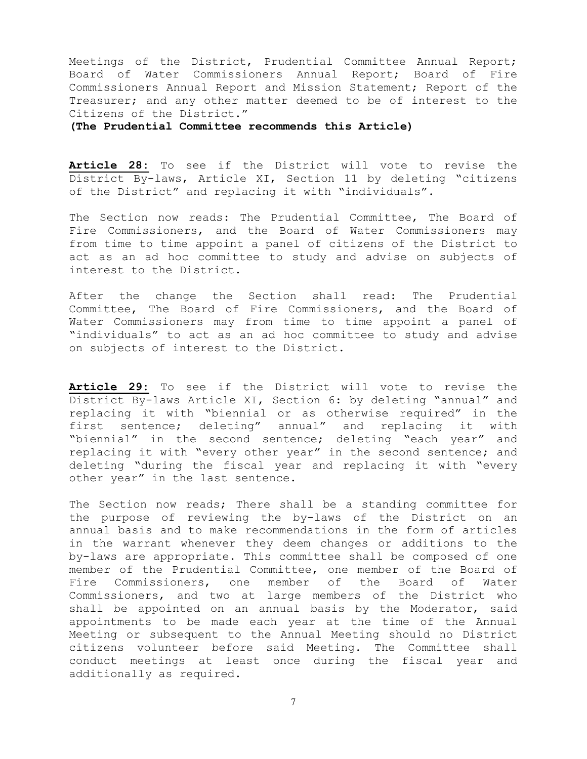Meetings of the District, Prudential Committee Annual Report; Board of Water Commissioners Annual Report; Board of Fire Commissioners Annual Report and Mission Statement; Report of the Treasurer; and any other matter deemed to be of interest to the Citizens of the District."

**(The Prudential Committee recommends this Article)**

**Article 28:** To see if the District will vote to revise the District By-laws, Article XI, Section 11 by deleting "citizens of the District" and replacing it with "individuals".

The Section now reads: The Prudential Committee, The Board of Fire Commissioners, and the Board of Water Commissioners may from time to time appoint a panel of citizens of the District to act as an ad hoc committee to study and advise on subjects of interest to the District.

After the change the Section shall read: The Prudential Committee, The Board of Fire Commissioners, and the Board of Water Commissioners may from time to time appoint a panel of "individuals" to act as an ad hoc committee to study and advise on subjects of interest to the District.

**Article 29:** To see if the District will vote to revise the District By-laws Article XI, Section 6: by deleting "annual" and replacing it with "biennial or as otherwise required" in the first sentence; deleting" annual" and replacing it with "biennial" in the second sentence; deleting "each year" and replacing it with "every other year" in the second sentence; and deleting "during the fiscal year and replacing it with "every other year" in the last sentence.

The Section now reads; There shall be a standing committee for the purpose of reviewing the by-laws of the District on an annual basis and to make recommendations in the form of articles in the warrant whenever they deem changes or additions to the by-laws are appropriate. This committee shall be composed of one member of the Prudential Committee, one member of the Board of Fire Commissioners, one member of the Board of Water Commissioners, and two at large members of the District who shall be appointed on an annual basis by the Moderator, said appointments to be made each year at the time of the Annual Meeting or subsequent to the Annual Meeting should no District citizens volunteer before said Meeting. The Committee shall conduct meetings at least once during the fiscal year and additionally as required.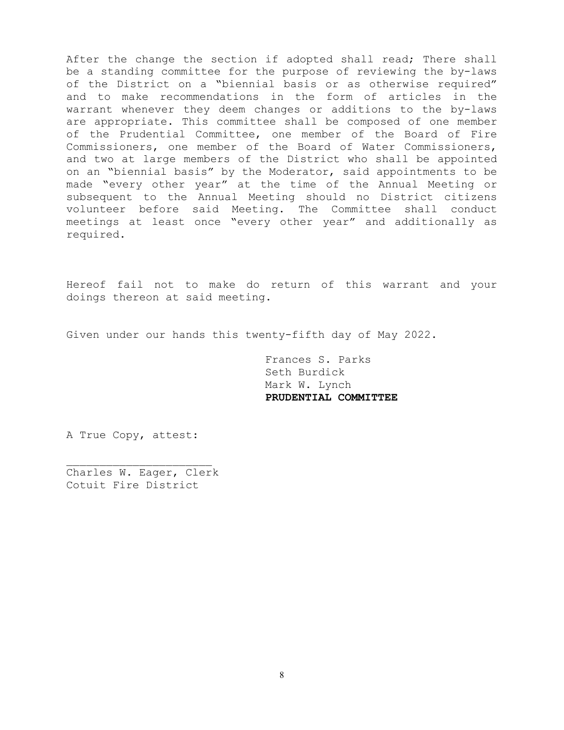After the change the section if adopted shall read; There shall be a standing committee for the purpose of reviewing the by-laws of the District on a "biennial basis or as otherwise required" and to make recommendations in the form of articles in the warrant whenever they deem changes or additions to the by-laws are appropriate. This committee shall be composed of one member of the Prudential Committee, one member of the Board of Fire Commissioners, one member of the Board of Water Commissioners, and two at large members of the District who shall be appointed on an "biennial basis" by the Moderator, said appointments to be made "every other year" at the time of the Annual Meeting or subsequent to the Annual Meeting should no District citizens volunteer before said Meeting. The Committee shall conduct meetings at least once "every other year" and additionally as required.

Hereof fail not to make do return of this warrant and your doings thereon at said meeting.

Given under our hands this twenty-fifth day of May 2022.

Frances S. Parks
Seth Burdick
Mark W. Lynch
**PRUDENTIAL COMMITTEE**

A True Copy, attest:

______________________
Charles W. Eager, Clerk
Cotuit Fire District